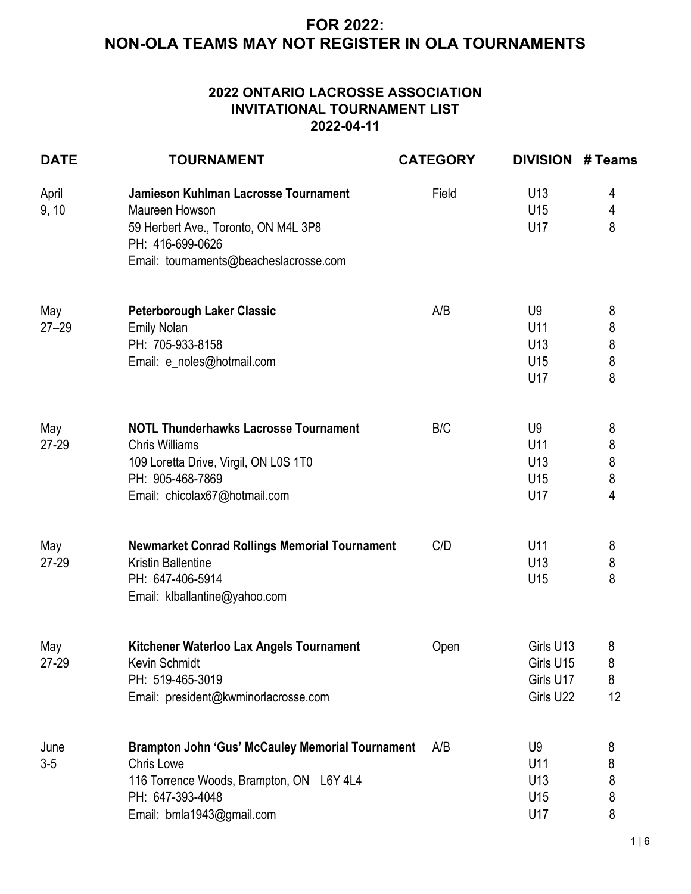# FOR 2022:
# NON-OLA TEAMS MAY NOT REGISTER IN OLA TOURNAMENTS

## 2022 ONTARIO LACROSSE ASSOCIATION
## INVITATIONAL TOURNAMENT LIST
## 2022-04-11

| DATE | TOURNAMENT | CATEGORY | DIVISION | # Teams |
|---|---|---|---|---|
| April 9, 10 | **Jamieson Kuhlman Lacrosse Tournament**<br>Maureen Howson<br>59 Herbert Ave., Toronto, ON M4L 3P8<br>PH: 416-699-0626<br>Email: tournaments@beacheslacrosse.com | Field | U13<br>U15<br>U17 | 4<br>4<br>8 |
| May 27–29 | **Peterborough Laker Classic**<br>Emily Nolan<br>PH: 705-933-8158<br>Email: e_noles@hotmail.com | A/B | U9<br>U11<br>U13<br>U15<br>U17 | 8<br>8<br>8<br>8<br>8 |
| May 27-29 | **NOTL Thunderhawks Lacrosse Tournament**<br>Chris Williams<br>109 Loretta Drive, Virgil, ON L0S 1T0<br>PH: 905-468-7869<br>Email: chicolax67@hotmail.com | B/C | U9<br>U11<br>U13<br>U15<br>U17 | 8<br>8<br>8<br>8<br>4 |
| May 27-29 | **Newmarket Conrad Rollings Memorial Tournament**<br>Kristin Ballentine<br>PH: 647-406-5914<br>Email: klballantine@yahoo.com | C/D | U11<br>U13<br>U15 | 8<br>8<br>8 |
| May 27-29 | **Kitchener Waterloo Lax Angels Tournament**<br>Kevin Schmidt<br>PH: 519-465-3019<br>Email: president@kwminorlacrosse.com | Open | Girls U13<br>Girls U15<br>Girls U17<br>Girls U22 | 8<br>8<br>8<br>12 |
| June 3-5 | **Brampton John 'Gus' McCauley Memorial Tournament**<br>Chris Lowe<br>116 Torrence Woods, Brampton, ON L6Y 4L4<br>PH: 647-393-4048<br>Email: bmla1943@gmail.com | A/B | U9<br>U11<br>U13<br>U15<br>U17 | 8<br>8<br>8<br>8<br>8 |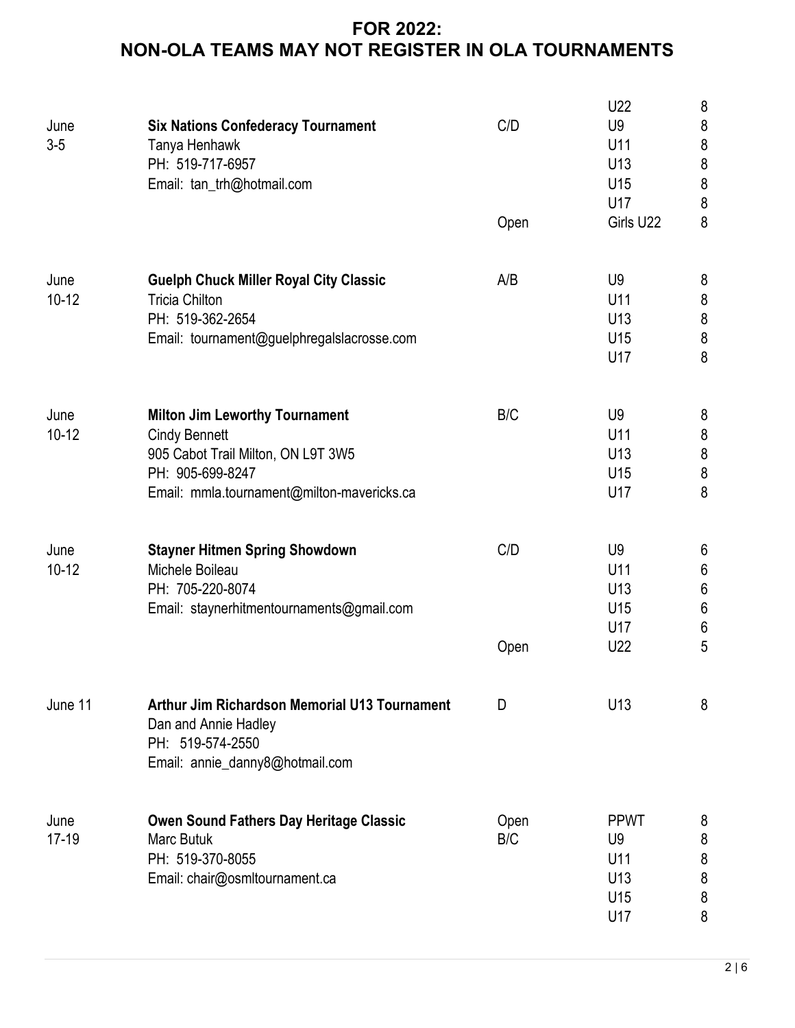## FOR 2022:
## NON-OLA TEAMS MAY NOT REGISTER IN OLA TOURNAMENTS

| Date | Tournament | Category | Division | Teams |
|---|---|---|---|---|
| | | | U22 | 8 |
| June 3-5 | **Six Nations Confederacy Tournament**<br>Tanya Henhawk<br>PH: 519-717-6957<br>Email: tan_trh@hotmail.com | C/D | U9 | 8 |
| | | | U11 | 8 |
| | | | U13 | 8 |
| | | | U15 | 8 |
| | | | U17 | 8 |
| | | Open | Girls U22 | 8 |
| June 10-12 | **Guelph Chuck Miller Royal City Classic**<br>Tricia Chilton<br>PH: 519-362-2654<br>Email: tournament@guelphregalslacrosse.com | A/B | U9 | 8 |
| | | | U11 | 8 |
| | | | U13 | 8 |
| | | | U15 | 8 |
| | | | U17 | 8 |
| June 10-12 | **Milton Jim Leworthy Tournament**<br>Cindy Bennett<br>905 Cabot Trail Milton, ON L9T 3W5<br>PH: 905-699-8247<br>Email: mmla.tournament@milton-mavericks.ca | B/C | U9 | 8 |
| | | | U11 | 8 |
| | | | U13 | 8 |
| | | | U15 | 8 |
| | | | U17 | 8 |
| June 10-12 | **Stayner Hitmen Spring Showdown**<br>Michele Boileau<br>PH: 705-220-8074<br>Email: staynerhitmentournaments@gmail.com | C/D | U9 | 6 |
| | | | U11 | 6 |
| | | | U13 | 6 |
| | | | U15 | 6 |
| | | | U17 | 6 |
| | | Open | U22 | 5 |
| June 11 | **Arthur Jim Richardson Memorial U13 Tournament**<br>Dan and Annie Hadley<br>PH: 519-574-2550<br>Email: annie_danny8@hotmail.com | D | U13 | 8 |
| June 17-19 | **Owen Sound Fathers Day Heritage Classic**<br>Marc Butuk<br>PH: 519-370-8055<br>Email: chair@osmltournament.ca | Open | PPWT | 8 |
| | | B/C | U9 | 8 |
| | | | U11 | 8 |
| | | | U13 | 8 |
| | | | U15 | 8 |
| | | | U17 | 8 |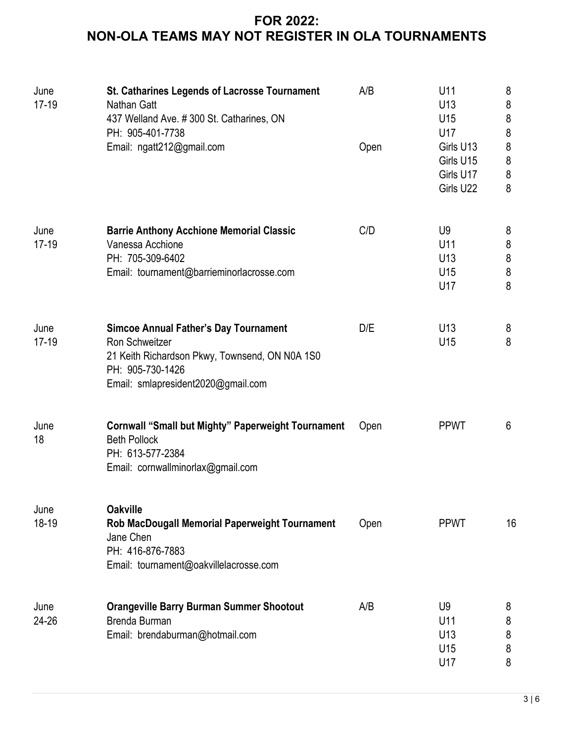## FOR 2022:
## NON-OLA TEAMS MAY NOT REGISTER IN OLA TOURNAMENTS

| Date | Tournament | Category | Division | Teams |
|---|---|---|---|---|
| June 17-19 | **St. Catharines Legends of Lacrosse Tournament**<br>Nathan Gatt<br>437 Welland Ave. # 300 St. Catharines, ON<br>PH: 905-401-7738<br>Email: ngatt212@gmail.com | A/B | U11 | 8 |
| | | | U13 | 8 |
| | | | U15 | 8 |
| | | | U17 | 8 |
| | | Open | Girls U13 | 8 |
| | | | Girls U15 | 8 |
| | | | Girls U17 | 8 |
| | | | Girls U22 | 8 |
| June 17-19 | **Barrie Anthony Acchione Memorial Classic**<br>Vanessa Acchione<br>PH: 705-309-6402<br>Email: tournament@barrieminorlacrosse.com | C/D | U9 | 8 |
| | | | U11 | 8 |
| | | | U13 | 8 |
| | | | U15 | 8 |
| | | | U17 | 8 |
| June 17-19 | **Simcoe Annual Father's Day Tournament**<br>Ron Schweitzer<br>21 Keith Richardson Pkwy, Townsend, ON N0A 1S0<br>PH: 905-730-1426<br>Email: smlapresident2020@gmail.com | D/E | U13 | 8 |
| | | | U15 | 8 |
| June 18 | **Cornwall "Small but Mighty" Paperweight Tournament**<br>Beth Pollock<br>PH: 613-577-2384<br>Email: cornwallminorlax@gmail.com | Open | PPWT | 6 |
| June 18-19 | **Oakville**<br>**Rob MacDougall Memorial Paperweight Tournament**<br>Jane Chen<br>PH: 416-876-7883<br>Email: tournament@oakvillelacrosse.com | Open | PPWT | 16 |
| June 24-26 | **Orangeville Barry Burman Summer Shootout**<br>Brenda Burman<br>Email: brendaburman@hotmail.com | A/B | U9 | 8 |
| | | | U11 | 8 |
| | | | U13 | 8 |
| | | | U15 | 8 |
| | | | U17 | 8 |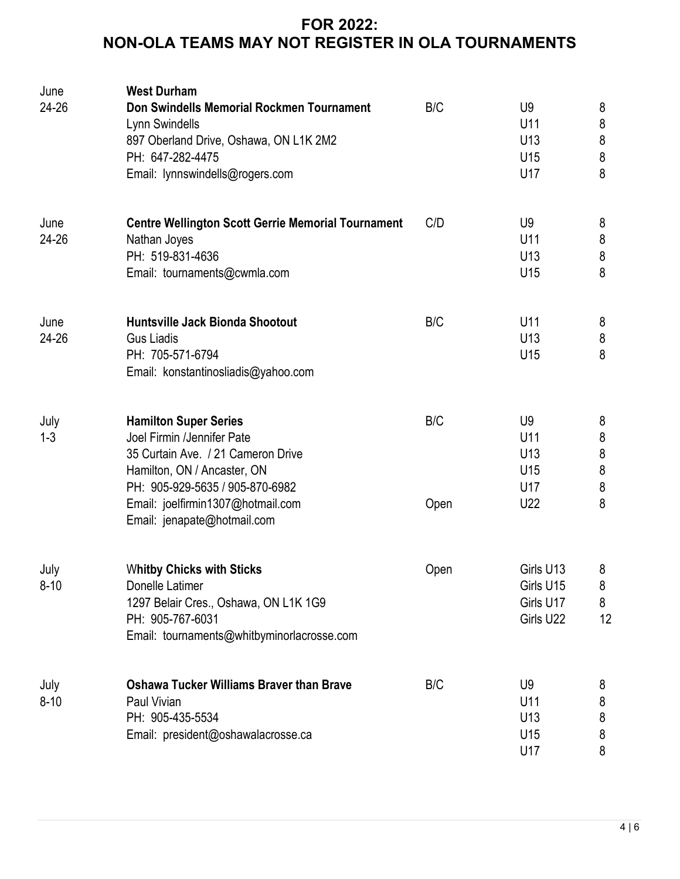## FOR 2022:
## NON-OLA TEAMS MAY NOT REGISTER IN OLA TOURNAMENTS

| Date | Tournament | Category | Division | Teams |
|---|---|---|---|---|
| June 24-26 | **West Durham**<br>**Don Swindells Memorial Rockmen Tournament**<br>Lynn Swindells<br>897 Oberland Drive, Oshawa, ON L1K 2M2<br>PH: 647-282-4475<br>Email: lynnswindells@rogers.com | B/C | U9<br>U11<br>U13<br>U15<br>U17 | 8<br>8<br>8<br>8<br>8 |
| June 24-26 | **Centre Wellington Scott Gerrie Memorial Tournament**<br>Nathan Joyes<br>PH: 519-831-4636<br>Email: tournaments@cwmla.com | C/D | U9<br>U11<br>U13<br>U15 | 8<br>8<br>8<br>8 |
| June 24-26 | **Huntsville Jack Bionda Shootout**<br>Gus Liadis<br>PH: 705-571-6794<br>Email: konstantinosliadis@yahoo.com | B/C | U11<br>U13<br>U15 | 8<br>8<br>8 |
| July 1-3 | **Hamilton Super Series**<br>Joel Firmin /Jennifer Pate<br>35 Curtain Ave. / 21 Cameron Drive<br>Hamilton, ON / Ancaster, ON<br>PH: 905-929-5635 / 905-870-6982<br>Email: joelfirmin1307@hotmail.com<br>Email: jenapate@hotmail.com | B/C<br><br><br><br><br>Open | U9<br>U11<br>U13<br>U15<br>U17<br>U22 | 8<br>8<br>8<br>8<br>8<br>8 |
| July 8-10 | **Whitby Chicks with Sticks**<br>Donelle Latimer<br>1297 Belair Cres., Oshawa, ON L1K 1G9<br>PH: 905-767-6031<br>Email: tournaments@whitbyminorlacrosse.com | Open | Girls U13<br>Girls U15<br>Girls U17<br>Girls U22 | 8<br>8<br>8<br>12 |
| July 8-10 | **Oshawa Tucker Williams Braver than Brave**<br>Paul Vivian<br>PH: 905-435-5534<br>Email: president@oshawalacrosse.ca | B/C | U9<br>U11<br>U13<br>U15<br>U17 | 8<br>8<br>8<br>8<br>8 |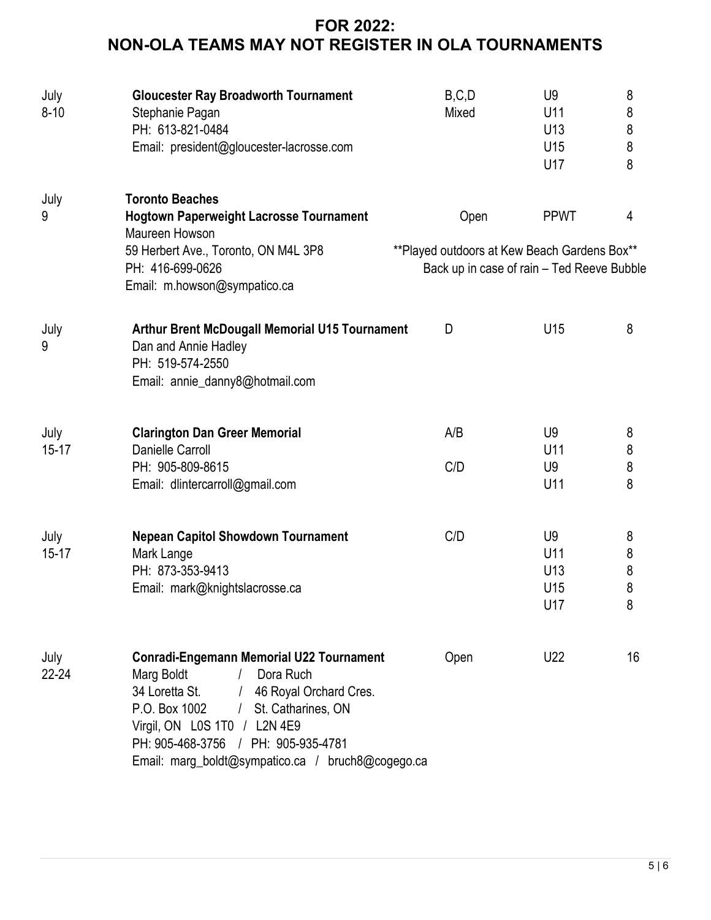## FOR 2022:
## NON-OLA TEAMS MAY NOT REGISTER IN OLA TOURNAMENTS

| Date | Tournament / Contact | Category | Division | Teams |
|---|---|---|---|---|
| July 8-10 | **Gloucester Ray Broadworth Tournament**<br>Stephanie Pagan<br>PH: 613-821-0484<br>Email: president@gloucester-lacrosse.com | B,C,D<br>Mixed | U9<br>U11<br>U13<br>U15<br>U17 | 8<br>8<br>8<br>8<br>8 |
| July 9 | **Toronto Beaches**<br>**Hogtown Paperweight Lacrosse Tournament**<br>Maureen Howson<br>59 Herbert Ave., Toronto, ON M4L 3P8<br>PH: 416-699-0626<br>Email: m.howson@sympatico.ca | Open<br>**Played outdoors at Kew Beach Gardens Box**<br>Back up in case of rain – Ted Reeve Bubble | PPWT | 4 |
| July 9 | **Arthur Brent McDougall Memorial U15 Tournament**<br>Dan and Annie Hadley<br>PH: 519-574-2550<br>Email: annie_danny8@hotmail.com | D | U15 | 8 |
| July 15-17 | **Clarington Dan Greer Memorial**<br>Danielle Carroll<br>PH: 905-809-8615<br>Email: dlintercarroll@gmail.com | A/B<br><br>C/D | U9<br>U11<br>U9<br>U11 | 8<br>8<br>8<br>8 |
| July 15-17 | **Nepean Capitol Showdown Tournament**<br>Mark Lange<br>PH: 873-353-9413<br>Email: mark@knightslacrosse.ca | C/D | U9<br>U11<br>U13<br>U15<br>U17 | 8<br>8<br>8<br>8<br>8 |
| July 22-24 | **Conradi-Engemann Memorial U22 Tournament**<br>Marg Boldt / Dora Ruch<br>34 Loretta St. / 46 Royal Orchard Cres.<br>P.O. Box 1002 / St. Catharines, ON<br>Virgil, ON L0S 1T0 / L2N 4E9<br>PH: 905-468-3756 / PH: 905-935-4781<br>Email: marg_boldt@sympatico.ca / bruch8@cogego.ca | Open | U22 | 16 |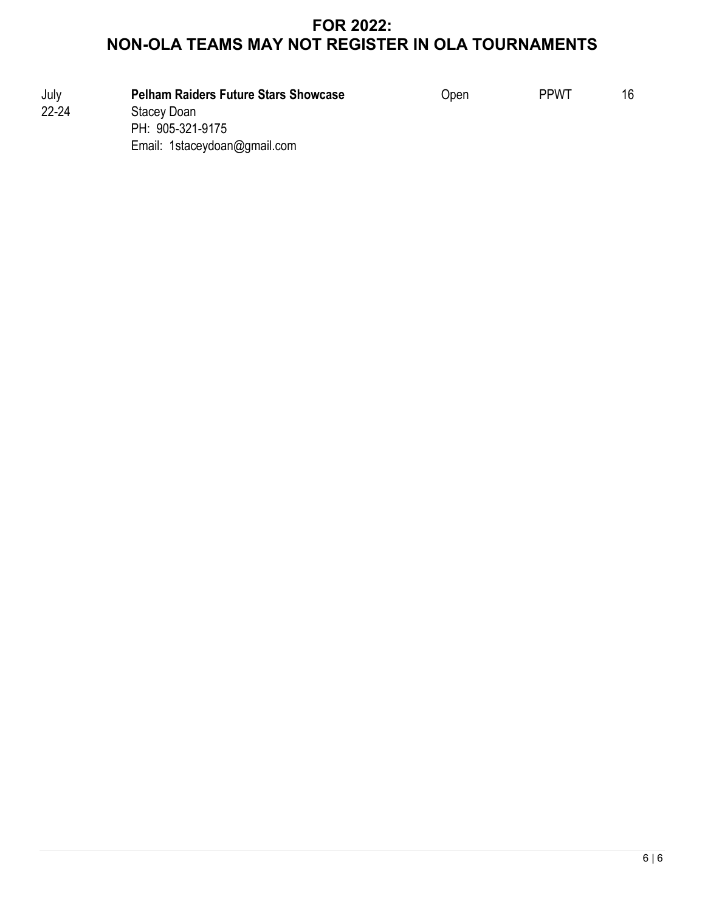# FOR 2022:
# NON-OLA TEAMS MAY NOT REGISTER IN OLA TOURNAMENTS

| | | | | |
|---|---|---|---|---|
| July 22-24 | **Pelham Raiders Future Stars Showcase**<br>Stacey Doan<br>PH: 905-321-9175<br>Email: 1staceydoan@gmail.com | Open | PPWT | 16 |